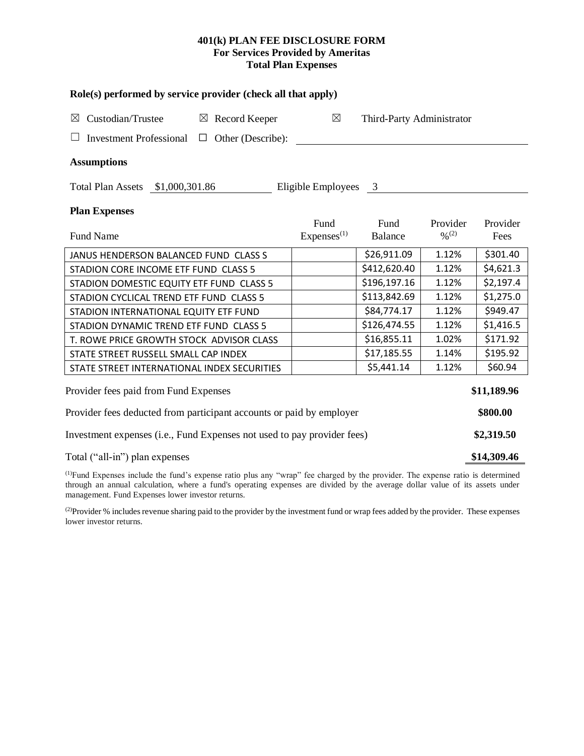**401(k) PLAN FEE DISCLOSURE FORM**
**For Services Provided by Ameritas**
**Total Plan Expenses**

**Role(s) performed by service provider (check all that apply)**

☒ Custodian/Trustee ☒ Record Keeper ☒ Third-Party Administrator

☐ Investment Professional ☐ Other (Describe):

**Assumptions**

Total Plan Assets $1,000,301.86 Eligible Employees 3

**Plan Expenses**

| Fund Name | Fund Expenses[1] | Fund Balance | Provider %[2] | Provider Fees |
|---|---|---|---|---|
| JANUS HENDERSON BALANCED FUND CLASS S | | $26,911.09 | 1.12% | $301.40 |
| STADION CORE INCOME ETF FUND CLASS 5 | | $412,620.40 | 1.12% | $4,621.3 |
| STADION DOMESTIC EQUITY ETF FUND CLASS 5 | | $196,197.16 | 1.12% | $2,197.4 |
| STADION CYCLICAL TREND ETF FUND CLASS 5 | | $113,842.69 | 1.12% | $1,275.0 |
| STADION INTERNATIONAL EQUITY ETF FUND | | $84,774.17 | 1.12% | $949.47 |
| STADION DYNAMIC TREND ETF FUND CLASS 5 | | $126,474.55 | 1.12% | $1,416.5 |
| T. ROWE PRICE GROWTH STOCK ADVISOR CLASS | | $16,855.11 | 1.02% | $171.92 |
| STATE STREET RUSSELL SMALL CAP INDEX | | $17,185.55 | 1.14% | $195.92 |
| STATE STREET INTERNATIONAL INDEX SECURITIES | | $5,441.14 | 1.12% | $60.94 |

| | |
|---|---|
| Provider fees paid from Fund Expenses | **$11,189.96** |
| Provider fees deducted from participant accounts or paid by employer | **$800.00** |
| Investment expenses (i.e., Fund Expenses not used to pay provider fees) | **$2,319.50** |
| Total ("all-in") plan expenses | **$14,309.46** |

[1]Fund Expenses include the fund's expense ratio plus any "wrap" fee charged by the provider. The expense ratio is determined through an annual calculation, where a fund's operating expenses are divided by the average dollar value of its assets under management. Fund Expenses lower investor returns.

[2]Provider % includes revenue sharing paid to the provider by the investment fund or wrap fees added by the provider. These expenses lower investor returns.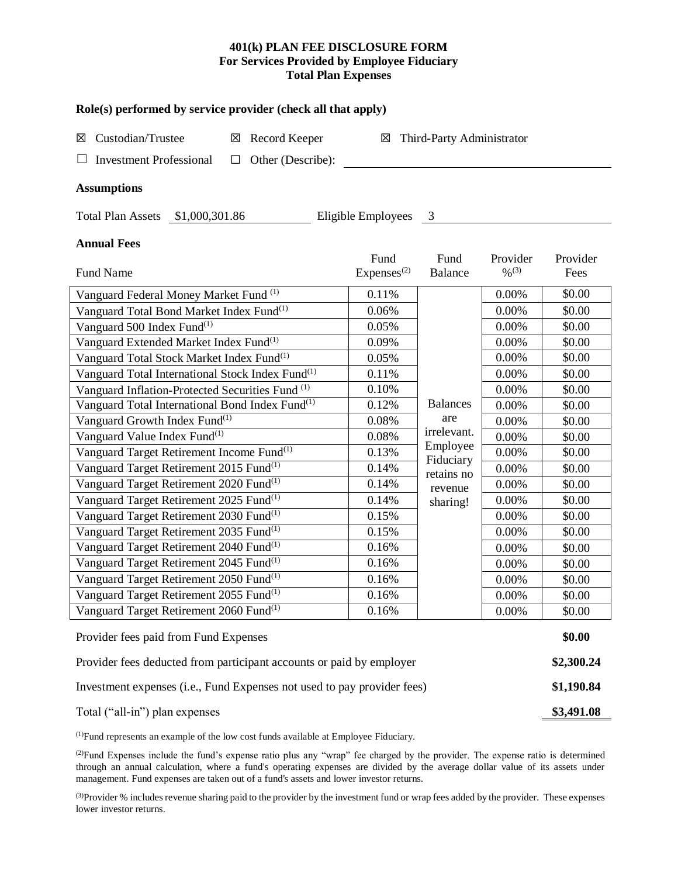**401(k) PLAN FEE DISCLOSURE FORM**
**For Services Provided by Employee Fiduciary**
**Total Plan Expenses**

**Role(s) performed by service provider (check all that apply)**

☒ Custodian/Trustee ☒ Record Keeper ☒ Third-Party Administrator

☐ Investment Professional ☐ Other (Describe): ____________________

**Assumptions**

Total Plan Assets $1,000,301.86 Eligible Employees 3

**Annual Fees**

| Fund Name | Fund Expenses[2] | Fund Balance | Provider %[3] | Provider Fees |
|---|---|---|---|---|
| Vanguard Federal Money Market Fund [1] | 0.11% | Balances are irrelevant. Employee Fiduciary retains no revenue sharing! | 0.00% | $0.00 |
| Vanguard Total Bond Market Index Fund[1] | 0.06% | | 0.00% | $0.00 |
| Vanguard 500 Index Fund[1] | 0.05% | | 0.00% | $0.00 |
| Vanguard Extended Market Index Fund[1] | 0.09% | | 0.00% | $0.00 |
| Vanguard Total Stock Market Index Fund[1] | 0.05% | | 0.00% | $0.00 |
| Vanguard Total International Stock Index Fund[1] | 0.11% | | 0.00% | $0.00 |
| Vanguard Inflation-Protected Securities Fund [1] | 0.10% | | 0.00% | $0.00 |
| Vanguard Total International Bond Index Fund[1] | 0.12% | | 0.00% | $0.00 |
| Vanguard Growth Index Fund[1] | 0.08% | | 0.00% | $0.00 |
| Vanguard Value Index Fund[1] | 0.08% | | 0.00% | $0.00 |
| Vanguard Target Retirement Income Fund[1] | 0.13% | | 0.00% | $0.00 |
| Vanguard Target Retirement 2015 Fund[1] | 0.14% | | 0.00% | $0.00 |
| Vanguard Target Retirement 2020 Fund[1] | 0.14% | | 0.00% | $0.00 |
| Vanguard Target Retirement 2025 Fund[1] | 0.14% | | 0.00% | $0.00 |
| Vanguard Target Retirement 2030 Fund[1] | 0.15% | | 0.00% | $0.00 |
| Vanguard Target Retirement 2035 Fund[1] | 0.15% | | 0.00% | $0.00 |
| Vanguard Target Retirement 2040 Fund[1] | 0.16% | | 0.00% | $0.00 |
| Vanguard Target Retirement 2045 Fund[1] | 0.16% | | 0.00% | $0.00 |
| Vanguard Target Retirement 2050 Fund[1] | 0.16% | | 0.00% | $0.00 |
| Vanguard Target Retirement 2055 Fund[1] | 0.16% | | 0.00% | $0.00 |
| Vanguard Target Retirement 2060 Fund[1] | 0.16% | | 0.00% | $0.00 |

| | |
|---|---|
| Provider fees paid from Fund Expenses | **$0.00** |
| Provider fees deducted from participant accounts or paid by employer | **$2,300.24** |
| Investment expenses (i.e., Fund Expenses not used to pay provider fees) | **$1,190.84** |
| Total ("all-in") plan expenses | **$3,491.08** |

[1]Fund represents an example of the low cost funds available at Employee Fiduciary.

[2]Fund Expenses include the fund's expense ratio plus any "wrap" fee charged by the provider. The expense ratio is determined through an annual calculation, where a fund's operating expenses are divided by the average dollar value of its assets under management. Fund expenses are taken out of a fund's assets and lower investor returns.

[3]Provider % includes revenue sharing paid to the provider by the investment fund or wrap fees added by the provider. These expenses lower investor returns.